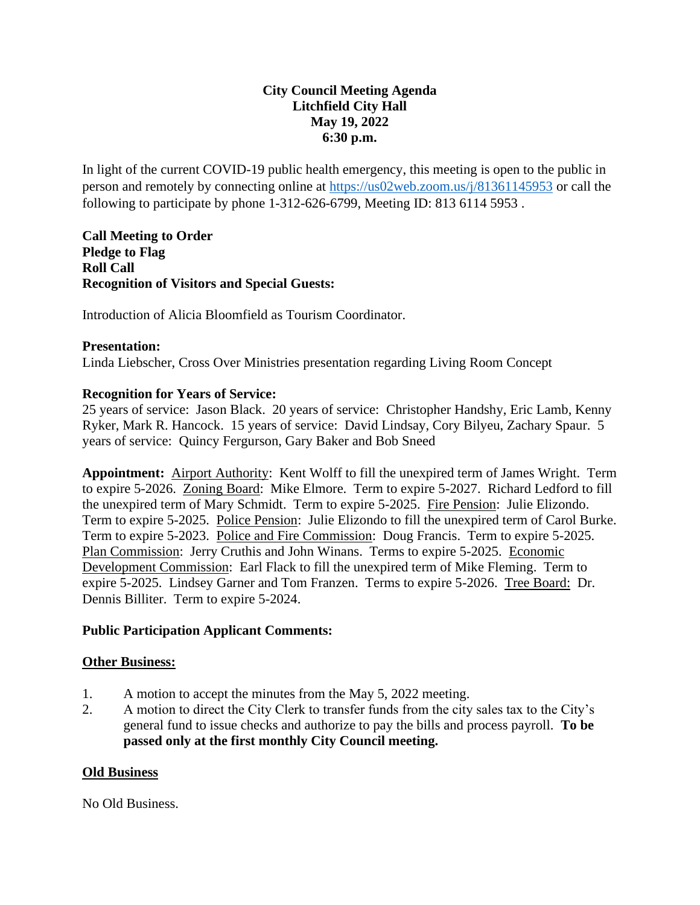# City Council Meeting Agenda
## Litchfield City Hall
## May 19, 2022
## 6:30 p.m.

In light of the current COVID-19 public health emergency, this meeting is open to the public in person and remotely by connecting online at https://us02web.zoom.us/j/81361145953 or call the following to participate by phone 1-312-626-6799, Meeting ID: 813 6114 5953 .

**Call Meeting to Order**
**Pledge to Flag**
**Roll Call**
**Recognition of Visitors and Special Guests:**

Introduction of Alicia Bloomfield as Tourism Coordinator.

**Presentation:**
Linda Liebscher, Cross Over Ministries presentation regarding Living Room Concept

**Recognition for Years of Service:**
25 years of service: Jason Black. 20 years of service: Christopher Handshy, Eric Lamb, Kenny Ryker, Mark R. Hancock. 15 years of service: David Lindsay, Cory Bilyeu, Zachary Spaur. 5 years of service: Quincy Fergurson, Gary Baker and Bob Sneed

**Appointment:** Airport Authority: Kent Wolff to fill the unexpired term of James Wright. Term to expire 5-2026. Zoning Board: Mike Elmore. Term to expire 5-2027. Richard Ledford to fill the unexpired term of Mary Schmidt. Term to expire 5-2025. Fire Pension: Julie Elizondo. Term to expire 5-2025. Police Pension: Julie Elizondo to fill the unexpired term of Carol Burke. Term to expire 5-2023. Police and Fire Commission: Doug Francis. Term to expire 5-2025. Plan Commission: Jerry Cruthis and John Winans. Terms to expire 5-2025. Economic Development Commission: Earl Flack to fill the unexpired term of Mike Fleming. Term to expire 5-2025. Lindsey Garner and Tom Franzen. Terms to expire 5-2026. Tree Board: Dr. Dennis Billiter. Term to expire 5-2024.

**Public Participation Applicant Comments:**

**Other Business:**

1. A motion to accept the minutes from the May 5, 2022 meeting.
2. A motion to direct the City Clerk to transfer funds from the city sales tax to the City's general fund to issue checks and authorize to pay the bills and process payroll. **To be passed only at the first monthly City Council meeting.**

**Old Business**

No Old Business.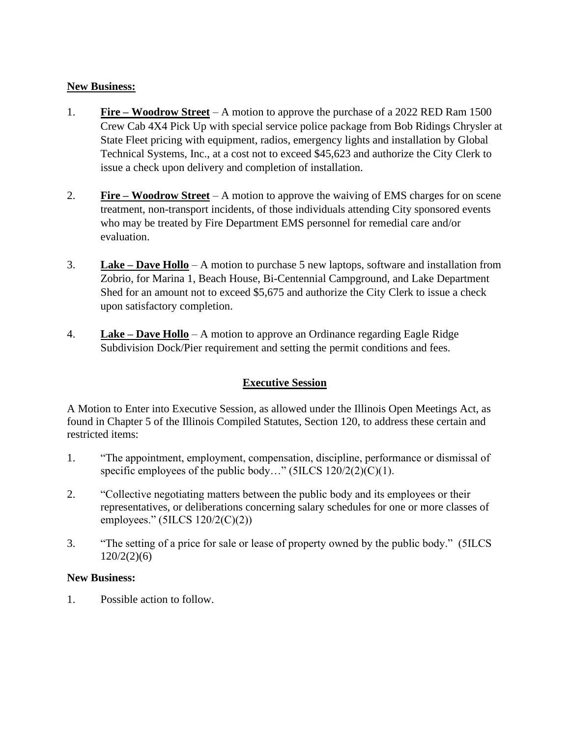**New Business:**

1. **Fire – Woodrow Street** – A motion to approve the purchase of a 2022 RED Ram 1500 Crew Cab 4X4 Pick Up with special service police package from Bob Ridings Chrysler at State Fleet pricing with equipment, radios, emergency lights and installation by Global Technical Systems, Inc., at a cost not to exceed $45,623 and authorize the City Clerk to issue a check upon delivery and completion of installation.

2. **Fire – Woodrow Street** – A motion to approve the waiving of EMS charges for on scene treatment, non-transport incidents, of those individuals attending City sponsored events who may be treated by Fire Department EMS personnel for remedial care and/or evaluation.

3. **Lake – Dave Hollo** – A motion to purchase 5 new laptops, software and installation from Zobrio, for Marina 1, Beach House, Bi-Centennial Campground, and Lake Department Shed for an amount not to exceed $5,675 and authorize the City Clerk to issue a check upon satisfactory completion.

4. **Lake – Dave Hollo** – A motion to approve an Ordinance regarding Eagle Ridge Subdivision Dock/Pier requirement and setting the permit conditions and fees.

## Executive Session

A Motion to Enter into Executive Session, as allowed under the Illinois Open Meetings Act, as found in Chapter 5 of the Illinois Compiled Statutes, Section 120, to address these certain and restricted items:

1. "The appointment, employment, compensation, discipline, performance or dismissal of specific employees of the public body…" (5ILCS 120/2(2)(C)(1).

2. "Collective negotiating matters between the public body and its employees or their representatives, or deliberations concerning salary schedules for one or more classes of employees." (5ILCS 120/2(C)(2))

3. "The setting of a price for sale or lease of property owned by the public body." (5ILCS 120/2(2)(6)

**New Business:**

1. Possible action to follow.